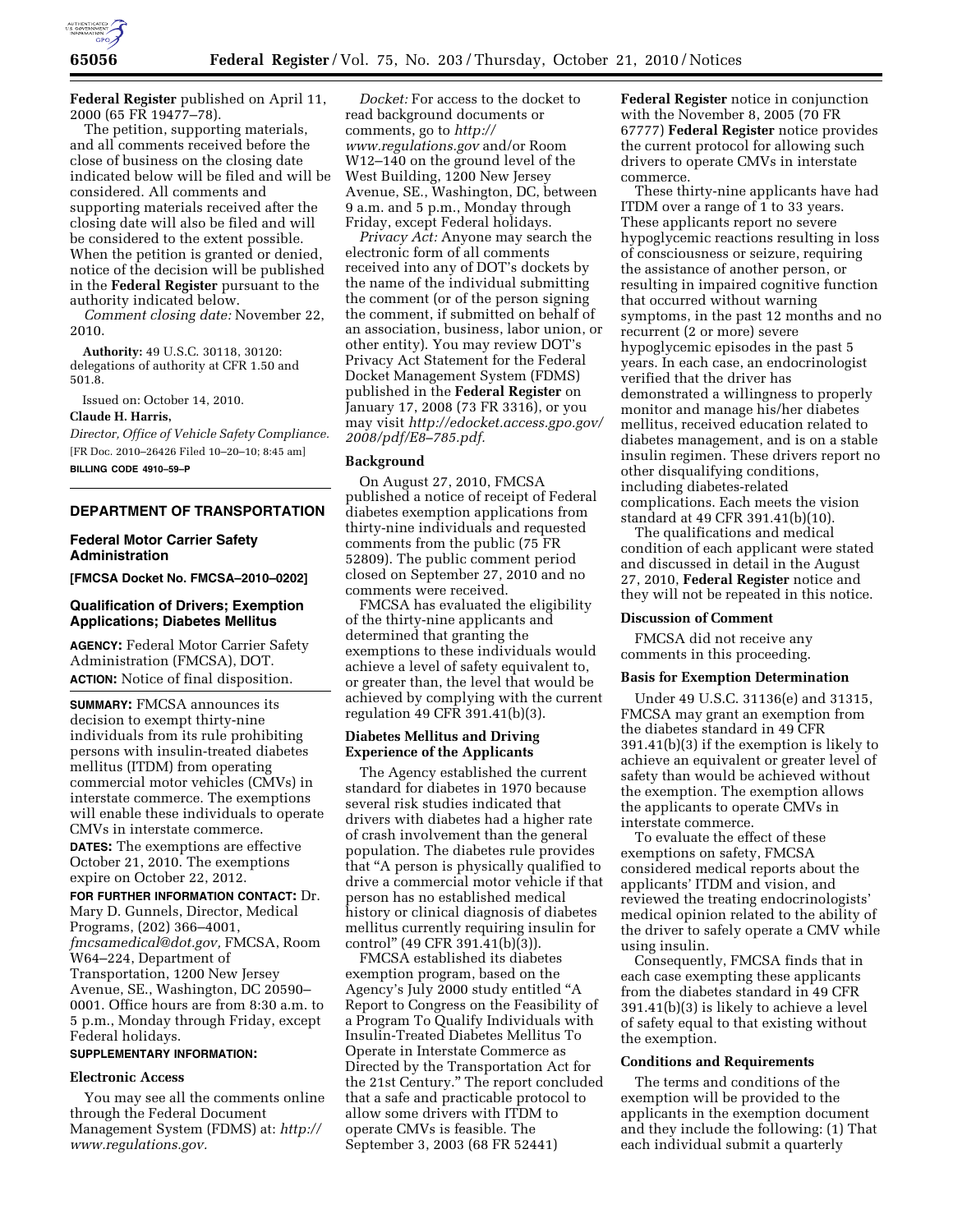**Federal Register** published on April 11, 2000 (65 FR 19477–78).

The petition, supporting materials, and all comments received before the close of business on the closing date indicated below will be filed and will be considered. All comments and supporting materials received after the closing date will also be filed and will be considered to the extent possible. When the petition is granted or denied, notice of the decision will be published in the **Federal Register** pursuant to the authority indicated below.

*Comment closing date:* November 22, 2010.

**Authority:** 49 U.S.C. 30118, 30120: delegations of authority at CFR 1.50 and 501.8.

Issued on: October 14, 2010.

**Claude H. Harris,**

*Director, Office of Vehicle Safety Compliance.*

[FR Doc. 2010–26426 Filed 10–20–10; 8:45 am]

**BILLING CODE 4910–59–P**

## DEPARTMENT OF TRANSPORTATION

### Federal Motor Carrier Safety Administration

**[FMCSA Docket No. FMCSA–2010–0202]**

### Qualification of Drivers; Exemption Applications; Diabetes Mellitus

**AGENCY:** Federal Motor Carrier Safety Administration (FMCSA), DOT.

**ACTION:** Notice of final disposition.

**SUMMARY:** FMCSA announces its decision to exempt thirty-nine individuals from its rule prohibiting persons with insulin-treated diabetes mellitus (ITDM) from operating commercial motor vehicles (CMVs) in interstate commerce. The exemptions will enable these individuals to operate CMVs in interstate commerce.

**DATES:** The exemptions are effective October 21, 2010. The exemptions expire on October 22, 2012.

**FOR FURTHER INFORMATION CONTACT:** Dr. Mary D. Gunnels, Director, Medical Programs, (202) 366–4001, *fmcsamedical@dot.gov,* FMCSA, Room W64–224, Department of Transportation, 1200 New Jersey Avenue, SE., Washington, DC 20590–0001. Office hours are from 8:30 a.m. to 5 p.m., Monday through Friday, except Federal holidays.

**SUPPLEMENTARY INFORMATION:**

#### Electronic Access

You may see all the comments online through the Federal Document Management System (FDMS) at: *http://www.regulations.gov.*

*Docket:* For access to the docket to read background documents or comments, go to *http://www.regulations.gov* and/or Room W12–140 on the ground level of the West Building, 1200 New Jersey Avenue, SE., Washington, DC, between 9 a.m. and 5 p.m., Monday through Friday, except Federal holidays.

*Privacy Act:* Anyone may search the electronic form of all comments received into any of DOT's dockets by the name of the individual submitting the comment (or of the person signing the comment, if submitted on behalf of an association, business, labor union, or other entity). You may review DOT's Privacy Act Statement for the Federal Docket Management System (FDMS) published in the **Federal Register** on January 17, 2008 (73 FR 3316), or you may visit *http://edocket.access.gpo.gov/2008/pdf/E8–785.pdf.*

#### Background

On August 27, 2010, FMCSA published a notice of receipt of Federal diabetes exemption applications from thirty-nine individuals and requested comments from the public (75 FR 52809). The public comment period closed on September 27, 2010 and no comments were received.

FMCSA has evaluated the eligibility of the thirty-nine applicants and determined that granting the exemptions to these individuals would achieve a level of safety equivalent to, or greater than, the level that would be achieved by complying with the current regulation 49 CFR 391.41(b)(3).

#### Diabetes Mellitus and Driving Experience of the Applicants

The Agency established the current standard for diabetes in 1970 because several risk studies indicated that drivers with diabetes had a higher rate of crash involvement than the general population. The diabetes rule provides that "A person is physically qualified to drive a commercial motor vehicle if that person has no established medical history or clinical diagnosis of diabetes mellitus currently requiring insulin for control" (49 CFR 391.41(b)(3)).

FMCSA established its diabetes exemption program, based on the Agency's July 2000 study entitled "A Report to Congress on the Feasibility of a Program To Qualify Individuals with Insulin-Treated Diabetes Mellitus To Operate in Interstate Commerce as Directed by the Transportation Act for the 21st Century." The report concluded that a safe and practicable protocol to allow some drivers with ITDM to operate CMVs is feasible. The September 3, 2003 (68 FR 52441) **Federal Register** notice in conjunction with the November 8, 2005 (70 FR 67777) **Federal Register** notice provides the current protocol for allowing such drivers to operate CMVs in interstate commerce.

These thirty-nine applicants have had ITDM over a range of 1 to 33 years. These applicants report no severe hypoglycemic reactions resulting in loss of consciousness or seizure, requiring the assistance of another person, or resulting in impaired cognitive function that occurred without warning symptoms, in the past 12 months and no recurrent (2 or more) severe hypoglycemic episodes in the past 5 years. In each case, an endocrinologist verified that the driver has demonstrated a willingness to properly monitor and manage his/her diabetes mellitus, received education related to diabetes management, and is on a stable insulin regimen. These drivers report no other disqualifying conditions, including diabetes-related complications. Each meets the vision standard at 49 CFR 391.41(b)(10).

The qualifications and medical condition of each applicant were stated and discussed in detail in the August 27, 2010, **Federal Register** notice and they will not be repeated in this notice.

#### Discussion of Comment

FMCSA did not receive any comments in this proceeding.

#### Basis for Exemption Determination

Under 49 U.S.C. 31136(e) and 31315, FMCSA may grant an exemption from the diabetes standard in 49 CFR 391.41(b)(3) if the exemption is likely to achieve an equivalent or greater level of safety than would be achieved without the exemption. The exemption allows the applicants to operate CMVs in interstate commerce.

To evaluate the effect of these exemptions on safety, FMCSA considered medical reports about the applicants' ITDM and vision, and reviewed the treating endocrinologists' medical opinion related to the ability of the driver to safely operate a CMV while using insulin.

Consequently, FMCSA finds that in each case exempting these applicants from the diabetes standard in 49 CFR 391.41(b)(3) is likely to achieve a level of safety equal to that existing without the exemption.

#### Conditions and Requirements

The terms and conditions of the exemption will be provided to the applicants in the exemption document and they include the following: (1) That each individual submit a quarterly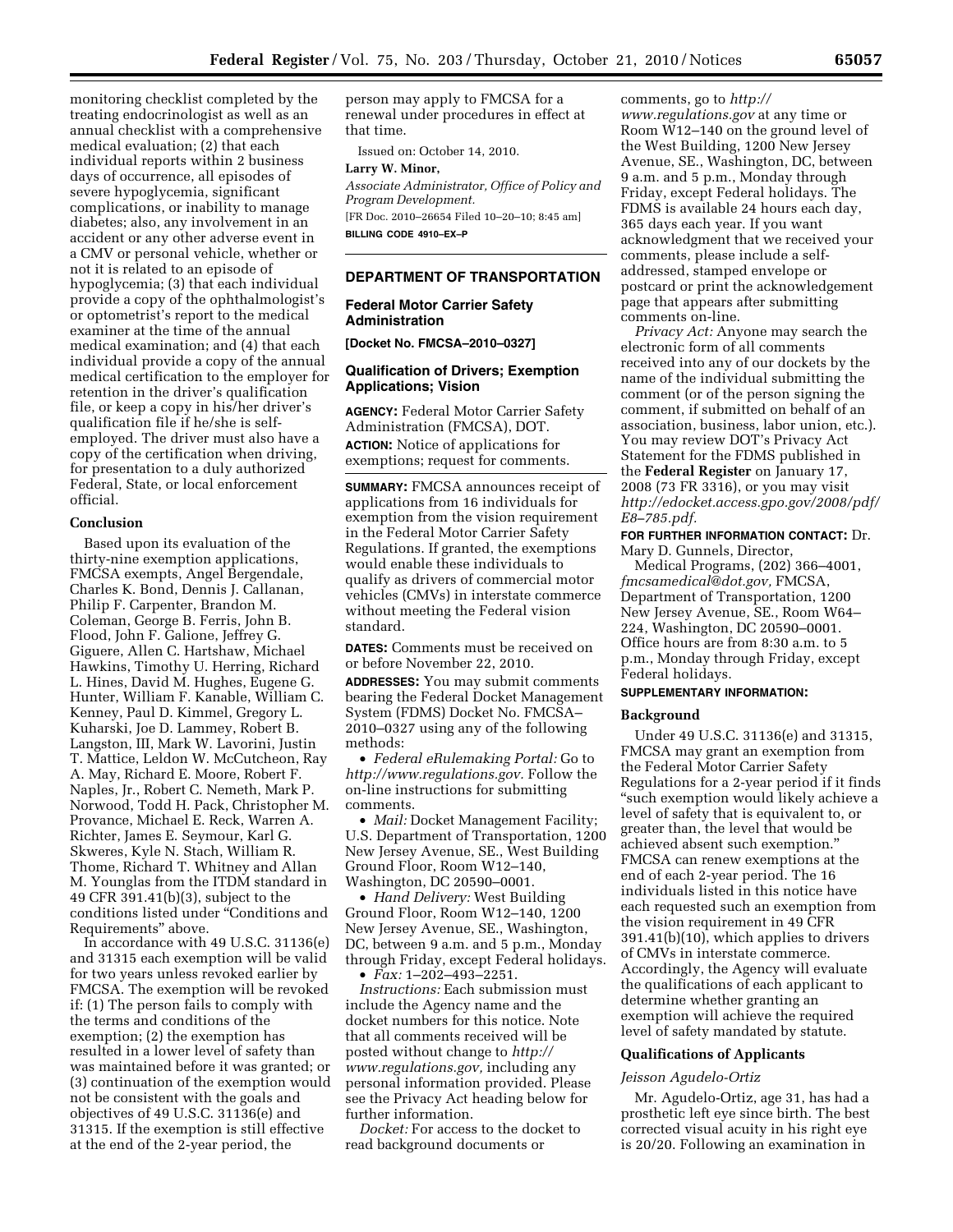monitoring checklist completed by the treating endocrinologist as well as an annual checklist with a comprehensive medical evaluation; (2) that each individual reports within 2 business days of occurrence, all episodes of severe hypoglycemia, significant complications, or inability to manage diabetes; also, any involvement in an accident or any other adverse event in a CMV or personal vehicle, whether or not it is related to an episode of hypoglycemia; (3) that each individual provide a copy of the ophthalmologist's or optometrist's report to the medical examiner at the time of the annual medical examination; and (4) that each individual provide a copy of the annual medical certification to the employer for retention in the driver's qualification file, or keep a copy in his/her driver's qualification file if he/she is self-employed. The driver must also have a copy of the certification when driving, for presentation to a duly authorized Federal, State, or local enforcement official.

**Conclusion**

Based upon its evaluation of the thirty-nine exemption applications, FMCSA exempts, Angel Bergendale, Charles K. Bond, Dennis J. Callanan, Philip F. Carpenter, Brandon M. Coleman, George B. Ferris, John B. Flood, John F. Galione, Jeffrey G. Giguere, Allen C. Hartshaw, Michael Hawkins, Timothy U. Herring, Richard L. Hines, David M. Hughes, Eugene G. Hunter, William F. Kanable, William C. Kenney, Paul D. Kimmel, Gregory L. Kuharski, Joe D. Lammey, Robert B. Langston, III, Mark W. Lavorini, Justin T. Mattice, Leldon W. McCutcheon, Ray A. May, Richard E. Moore, Robert F. Naples, Jr., Robert C. Nemeth, Mark P. Norwood, Todd H. Pack, Christopher M. Provance, Michael E. Reck, Warren A. Richter, James E. Seymour, Karl G. Skweres, Kyle N. Stach, William R. Thome, Richard T. Whitney and Allan M. Younglas from the ITDM standard in 49 CFR 391.41(b)(3), subject to the conditions listed under "Conditions and Requirements" above.

In accordance with 49 U.S.C. 31136(e) and 31315 each exemption will be valid for two years unless revoked earlier by FMCSA. The exemption will be revoked if: (1) The person fails to comply with the terms and conditions of the exemption; (2) the exemption has resulted in a lower level of safety than was maintained before it was granted; or (3) continuation of the exemption would not be consistent with the goals and objectives of 49 U.S.C. 31136(e) and 31315. If the exemption is still effective at the end of the 2-year period, the person may apply to FMCSA for a renewal under procedures in effect at that time.

Issued on: October 14, 2010.

**Larry W. Minor,**

*Associate Administrator, Office of Policy and Program Development.*

[FR Doc. 2010–26654 Filed 10–20–10; 8:45 am]

**BILLING CODE 4910–EX–P**

---

## DEPARTMENT OF TRANSPORTATION

### Federal Motor Carrier Safety Administration

**[Docket No. FMCSA–2010–0327]**

### Qualification of Drivers; Exemption Applications; Vision

**AGENCY:** Federal Motor Carrier Safety Administration (FMCSA), DOT.

**ACTION:** Notice of applications for exemptions; request for comments.

**SUMMARY:** FMCSA announces receipt of applications from 16 individuals for exemption from the vision requirement in the Federal Motor Carrier Safety Regulations. If granted, the exemptions would enable these individuals to qualify as drivers of commercial motor vehicles (CMVs) in interstate commerce without meeting the Federal vision standard.

**DATES:** Comments must be received on or before November 22, 2010.

**ADDRESSES:** You may submit comments bearing the Federal Docket Management System (FDMS) Docket No. FMCSA–2010–0327 using any of the following methods:

- *Federal eRulemaking Portal:* Go to *http://www.regulations.gov.* Follow the on-line instructions for submitting comments.
- *Mail:* Docket Management Facility; U.S. Department of Transportation, 1200 New Jersey Avenue, SE., West Building Ground Floor, Room W12–140, Washington, DC 20590–0001.
- *Hand Delivery:* West Building Ground Floor, Room W12–140, 1200 New Jersey Avenue, SE., Washington, DC, between 9 a.m. and 5 p.m., Monday through Friday, except Federal holidays.
- *Fax:* 1–202–493–2251.

*Instructions:* Each submission must include the Agency name and the docket numbers for this notice. Note that all comments received will be posted without change to *http://www.regulations.gov,* including any personal information provided. Please see the Privacy Act heading below for further information.

*Docket:* For access to the docket to read background documents or comments, go to *http://www.regulations.gov* at any time or Room W12–140 on the ground level of the West Building, 1200 New Jersey Avenue, SE., Washington, DC, between 9 a.m. and 5 p.m., Monday through Friday, except Federal holidays. The FDMS is available 24 hours each day, 365 days each year. If you want acknowledgment that we received your comments, please include a self-addressed, stamped envelope or postcard or print the acknowledgement page that appears after submitting comments on-line.

*Privacy Act:* Anyone may search the electronic form of all comments received into any of our dockets by the name of the individual submitting the comment (or of the person signing the comment, if submitted on behalf of an association, business, labor union, etc.). You may review DOT's Privacy Act Statement for the FDMS published in the **Federal Register** on January 17, 2008 (73 FR 3316), or you may visit *http://edocket.access.gpo.gov/2008/pdf/E8–785.pdf.*

**FOR FURTHER INFORMATION CONTACT:** Dr. Mary D. Gunnels, Director, Medical Programs, (202) 366–4001, *fmcsamedical@dot.gov,* FMCSA, Department of Transportation, 1200 New Jersey Avenue, SE., Room W64–224, Washington, DC 20590–0001. Office hours are from 8:30 a.m. to 5 p.m., Monday through Friday, except Federal holidays.

**SUPPLEMENTARY INFORMATION:**

**Background**

Under 49 U.S.C. 31136(e) and 31315, FMCSA may grant an exemption from the Federal Motor Carrier Safety Regulations for a 2-year period if it finds "such exemption would likely achieve a level of safety that is equivalent to, or greater than, the level that would be achieved absent such exemption." FMCSA can renew exemptions at the end of each 2-year period. The 16 individuals listed in this notice have each requested such an exemption from the vision requirement in 49 CFR 391.41(b)(10), which applies to drivers of CMVs in interstate commerce. Accordingly, the Agency will evaluate the qualifications of each applicant to determine whether granting an exemption will achieve the required level of safety mandated by statute.

**Qualifications of Applicants**

*Jeisson Agudelo-Ortiz*

Mr. Agudelo-Ortiz, age 31, has had a prosthetic left eye since birth. The best corrected visual acuity in his right eye is 20/20. Following an examination in